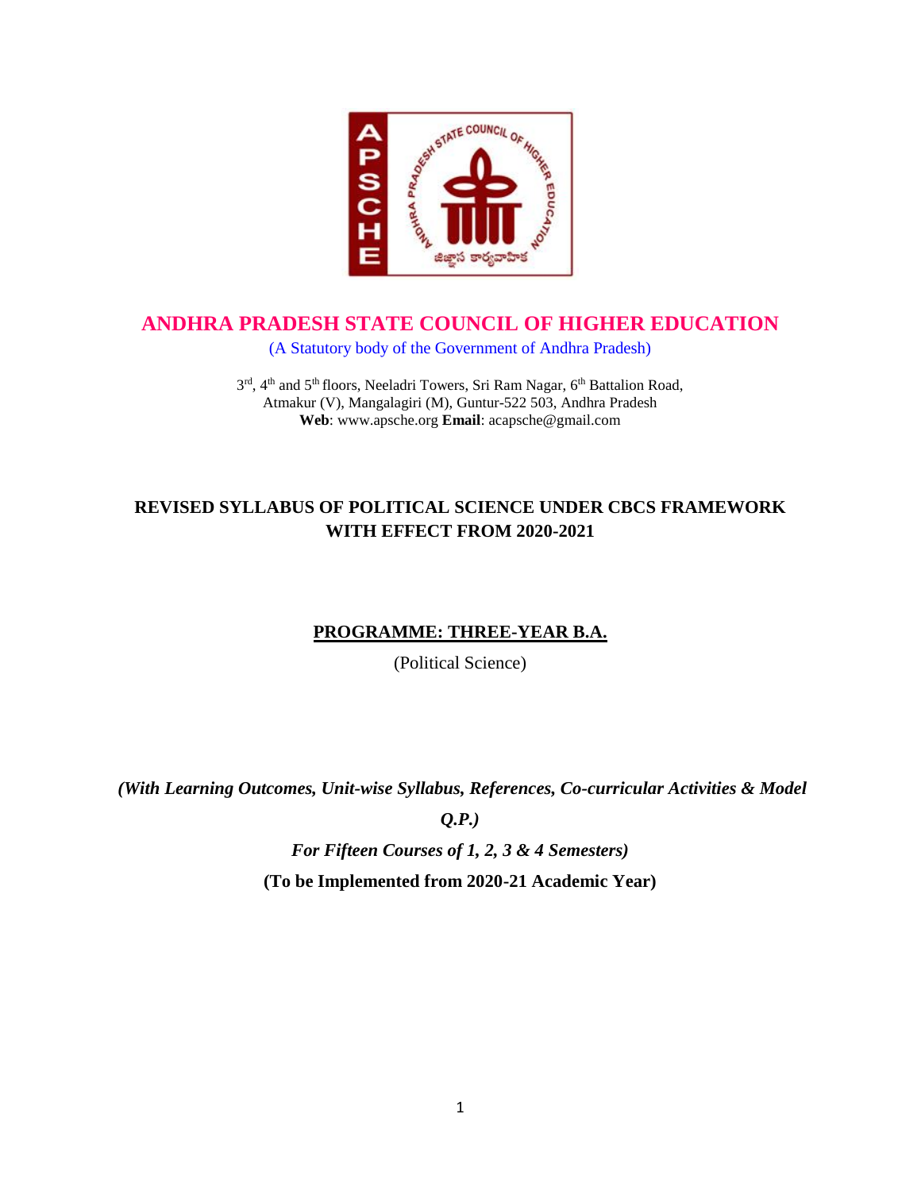# ANDHRA PRADESH STATE COUNCIL OF HIGHER EDUCATION

(A Statutory body of the Government of Andhra Pradesh)

3rd, 4th and 5th floors, Neeladri Towers, Sri Ram Nagar, 6th Battalion Road,
Atmakur (V), Mangalagiri (M), Guntur-522 503, Andhra Pradesh
**Web**: www.apsche.org **Email**: acapsche@gmail.com

## REVISED SYLLABUS OF POLITICAL SCIENCE UNDER CBCS FRAMEWORK WITH EFFECT FROM 2020-2021

### PROGRAMME: THREE-YEAR B.A.

(Political Science)

***(With Learning Outcomes, Unit-wise Syllabus, References, Co-curricular Activities & Model Q.P.)***

***For Fifteen Courses of 1, 2, 3 & 4 Semesters)***

**(To be Implemented from 2020-21 Academic Year)**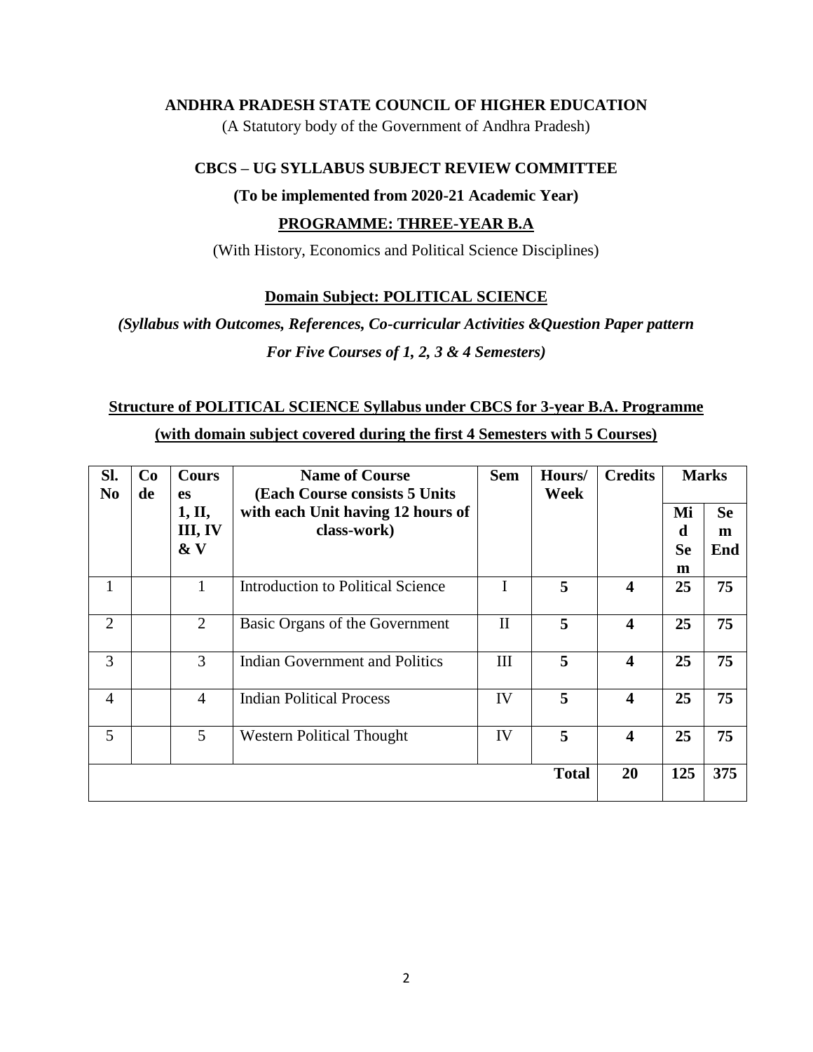**ANDHRA PRADESH STATE COUNCIL OF HIGHER EDUCATION**

(A Statutory body of the Government of Andhra Pradesh)

**CBCS – UG SYLLABUS SUBJECT REVIEW COMMITTEE**

**(To be implemented from 2020-21 Academic Year)**

**PROGRAMME: THREE-YEAR B.A**

(With History, Economics and Political Science Disciplines)

**Domain Subject: POLITICAL SCIENCE**

***(Syllabus with Outcomes, References, Co-curricular Activities &Question Paper pattern***
***For Five Courses of 1, 2, 3 & 4 Semesters)***

**Structure of POLITICAL SCIENCE Syllabus under CBCS for 3-year B.A. Programme**
**(with domain subject covered during the first 4 Semesters with 5 Courses)**

| Sl. No | Code | Courses 1, II, III, IV & V | Name of Course (Each Course consists 5 Units with each Unit having 12 hours of class-work) | Sem | Hours/ Week | Credits | Marks | |
|---|---|---|---|---|---|---|---|---|
| | | | | | | | Mid Sem | Sem End |
| 1 | | 1 | Introduction to Political Science | I | 5 | 4 | 25 | 75 |
| 2 | | 2 | Basic Organs of the Government | II | 5 | 4 | 25 | 75 |
| 3 | | 3 | Indian Government and Politics | III | 5 | 4 | 25 | 75 |
| 4 | | 4 | Indian Political Process | IV | 5 | 4 | 25 | 75 |
| 5 | | 5 | Western Political Thought | IV | 5 | 4 | 25 | 75 |
| | | | | | **Total** | **20** | **125** | **375** |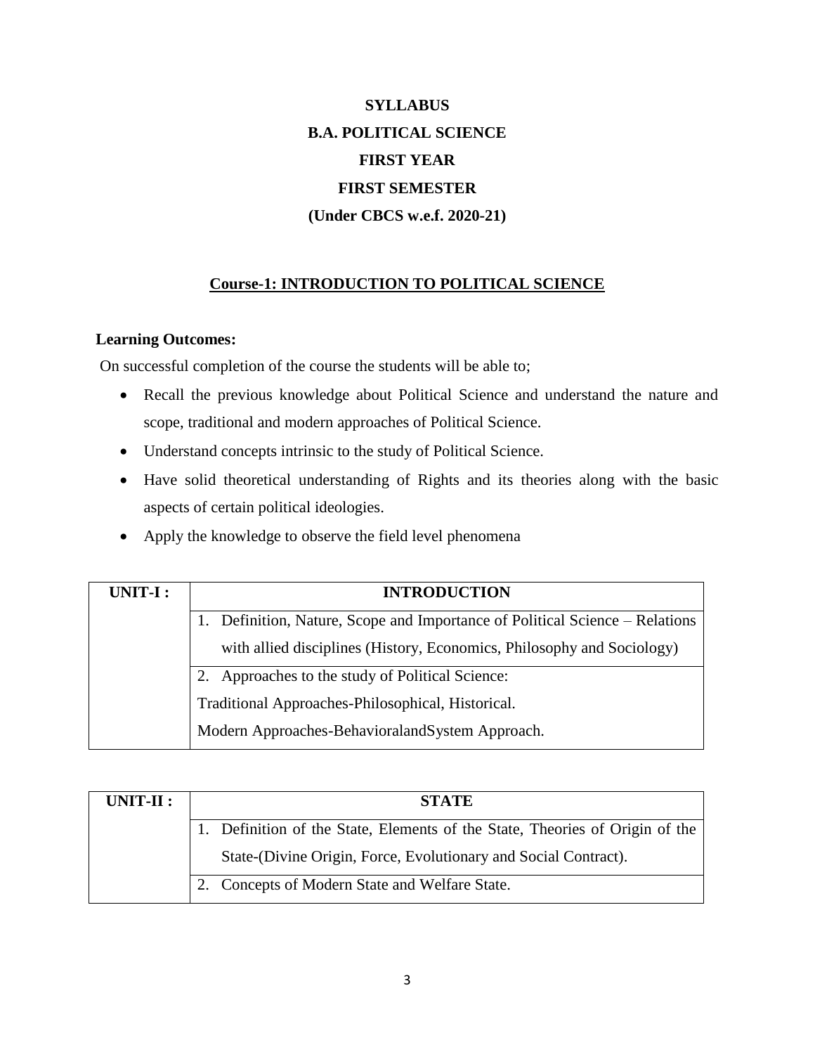# SYLLABUS

# B.A. POLITICAL SCIENCE

# FIRST YEAR

# FIRST SEMESTER

# (Under CBCS w.e.f. 2020-21)

## Course-1: INTRODUCTION TO POLITICAL SCIENCE

**Learning Outcomes:**

On successful completion of the course the students will be able to;

- Recall the previous knowledge about Political Science and understand the nature and scope, traditional and modern approaches of Political Science.
- Understand concepts intrinsic to the study of Political Science.
- Have solid theoretical understanding of Rights and its theories along with the basic aspects of certain political ideologies.
- Apply the knowledge to observe the field level phenomena

| UNIT-I : | INTRODUCTION |
|---|---|
| | 1. Definition, Nature, Scope and Importance of Political Science – Relations with allied disciplines (History, Economics, Philosophy and Sociology) |
| | 2. Approaches to the study of Political Science: Traditional Approaches-Philosophical, Historical. Modern Approaches-BehavioralandSystem Approach. |

| UNIT-II : | STATE |
|---|---|
| | 1. Definition of the State, Elements of the State, Theories of Origin of the State-(Divine Origin, Force, Evolutionary and Social Contract). |
| | 2. Concepts of Modern State and Welfare State. |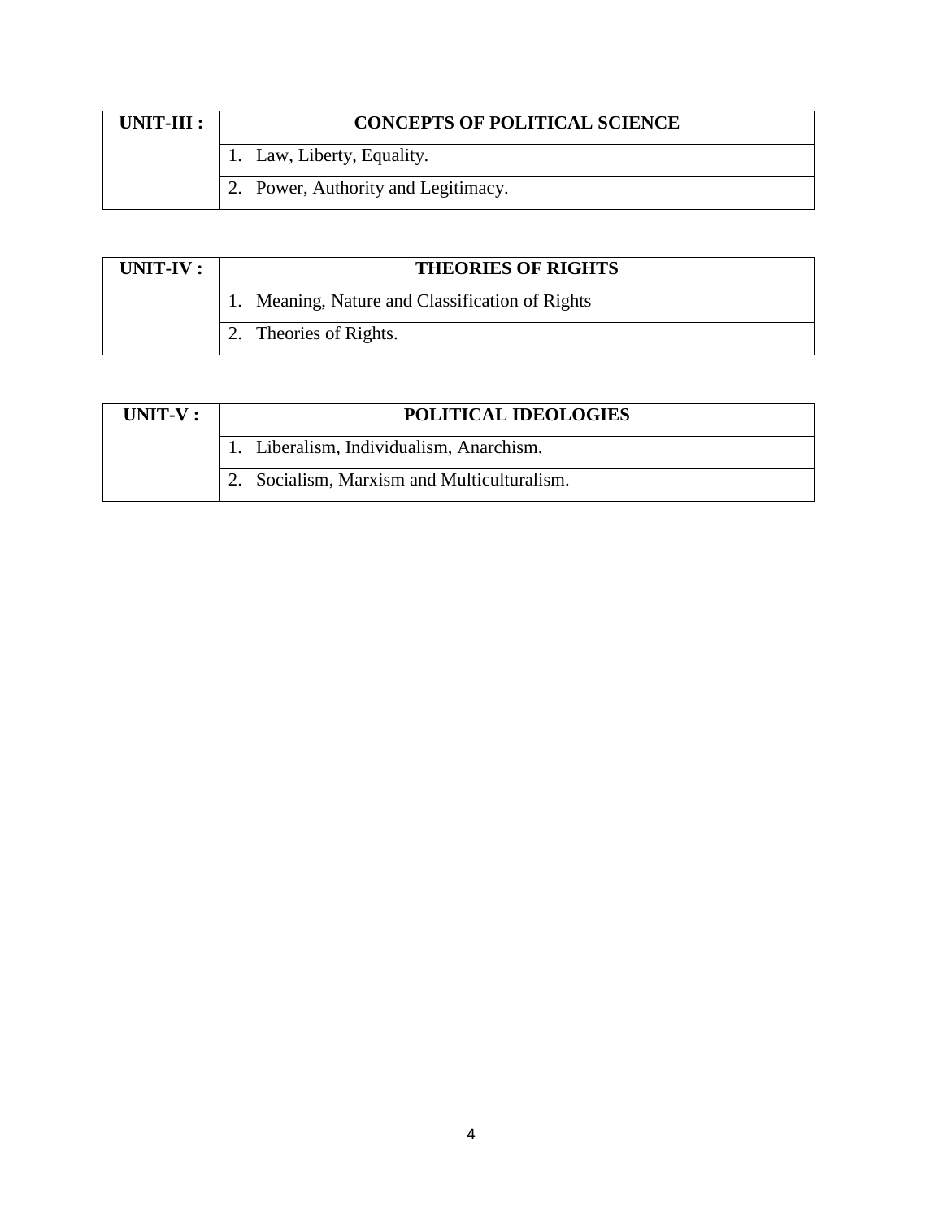| UNIT-III : | CONCEPTS OF POLITICAL SCIENCE |
|---|---|
| | 1. Law, Liberty, Equality. |
| | 2. Power, Authority and Legitimacy. |

| UNIT-IV : | THEORIES OF RIGHTS |
|---|---|
| | 1. Meaning, Nature and Classification of Rights |
| | 2. Theories of Rights. |

| UNIT-V : | POLITICAL IDEOLOGIES |
|---|---|
| | 1. Liberalism, Individualism, Anarchism. |
| | 2. Socialism, Marxism and Multiculturalism. |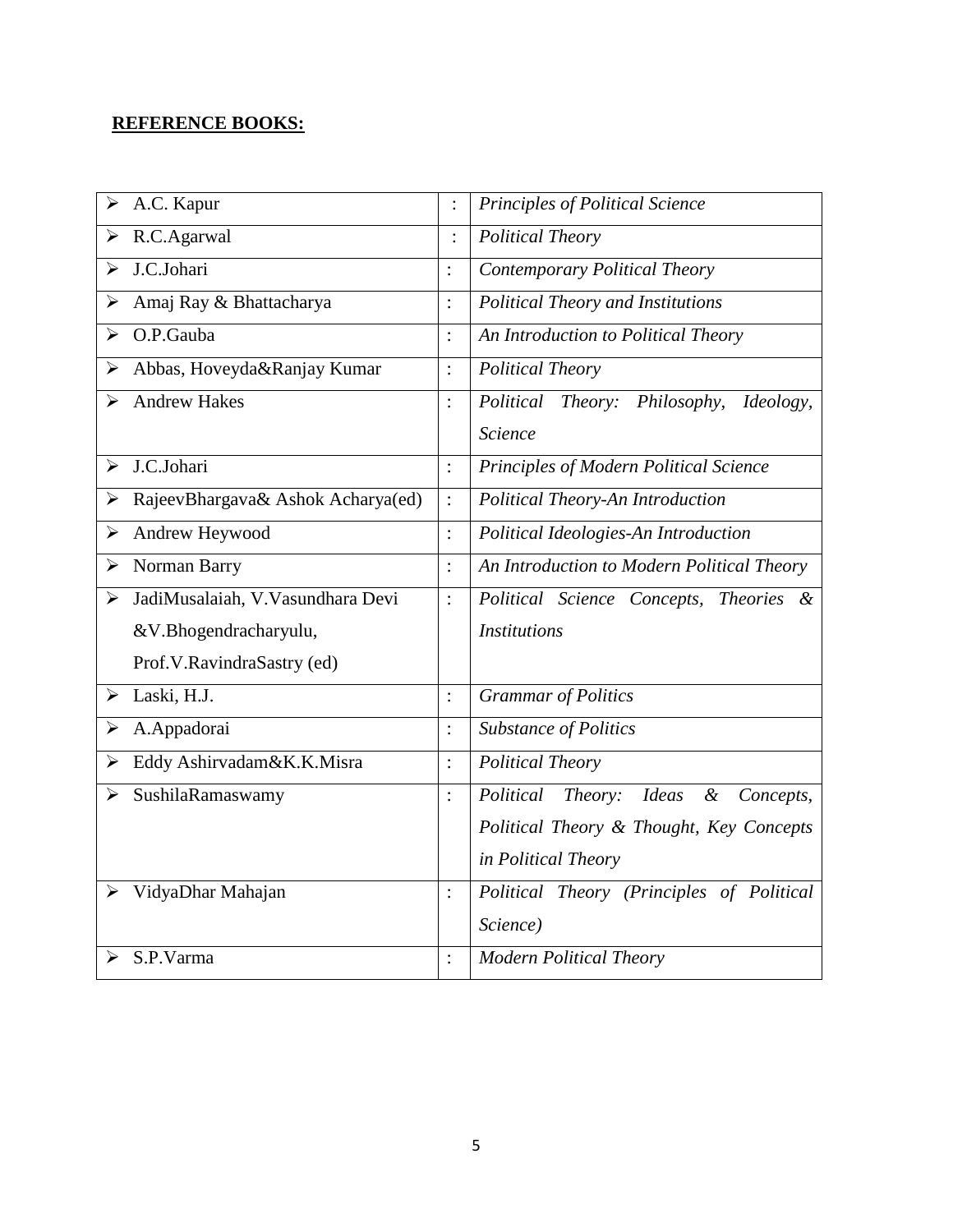**REFERENCE BOOKS:**

| | | |
|---|---|---|
| ➢ A.C. Kapur | : | *Principles of Political Science* |
| ➢ R.C.Agarwal | : | *Political Theory* |
| ➢ J.C.Johari | : | *Contemporary Political Theory* |
| ➢ Amaj Ray & Bhattacharya | : | *Political Theory and Institutions* |
| ➢ O.P.Gauba | : | *An Introduction to Political Theory* |
| ➢ Abbas, Hoveyda&Ranjay Kumar | : | *Political Theory* |
| ➢ Andrew Hakes | : | *Political Theory: Philosophy, Ideology, Science* |
| ➢ J.C.Johari | : | *Principles of Modern Political Science* |
| ➢ RajeevBhargava& Ashok Acharya(ed) | : | *Political Theory-An Introduction* |
| ➢ Andrew Heywood | : | *Political Ideologies-An Introduction* |
| ➢ Norman Barry | : | *An Introduction to Modern Political Theory* |
| ➢ JadiMusalaiah, V.Vasundhara Devi &V.Bhogendracharyulu, Prof.V.RavindraSastry (ed) | : | *Political Science Concepts, Theories & Institutions* |
| ➢ Laski, H.J. | : | *Grammar of Politics* |
| ➢ A.Appadorai | : | *Substance of Politics* |
| ➢ Eddy Ashirvadam&K.K.Misra | : | *Political Theory* |
| ➢ SushilaRamaswamy | : | *Political Theory: Ideas & Concepts, Political Theory & Thought, Key Concepts in Political Theory* |
| ➢ VidyaDhar Mahajan | : | *Political Theory (Principles of Political Science)* |
| ➢ S.P.Varma | : | *Modern Political Theory* |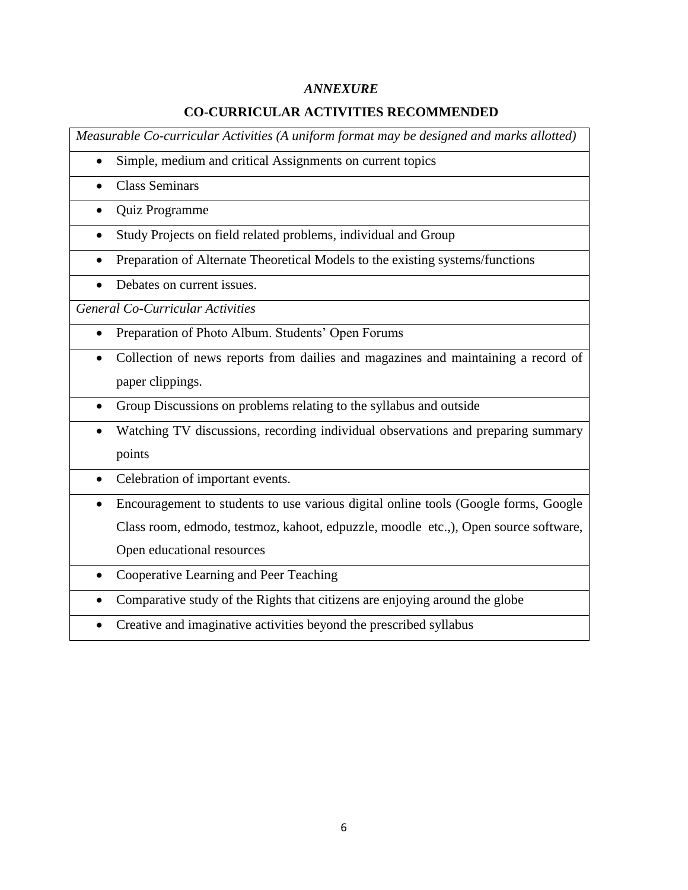*ANNEXURE*

**CO-CURRICULAR ACTIVITIES RECOMMENDED**

| *Measurable Co-curricular Activities (A uniform format may be designed and marks allotted)* |
|---|
| • Simple, medium and critical Assignments on current topics |
| • Class Seminars |
| • Quiz Programme |
| • Study Projects on field related problems, individual and Group |
| • Preparation of Alternate Theoretical Models to the existing systems/functions |
| • Debates on current issues. |
| *General Co-Curricular Activities* |
| • Preparation of Photo Album. Students' Open Forums |
| • Collection of news reports from dailies and magazines and maintaining a record of paper clippings. |
| • Group Discussions on problems relating to the syllabus and outside |
| • Watching TV discussions, recording individual observations and preparing summary points |
| • Celebration of important events. |
| • Encouragement to students to use various digital online tools (Google forms, Google Class room, edmodo, testmoz, kahoot, edpuzzle, moodle etc.,), Open source software, Open educational resources |
| • Cooperative Learning and Peer Teaching |
| • Comparative study of the Rights that citizens are enjoying around the globe |
| • Creative and imaginative activities beyond the prescribed syllabus |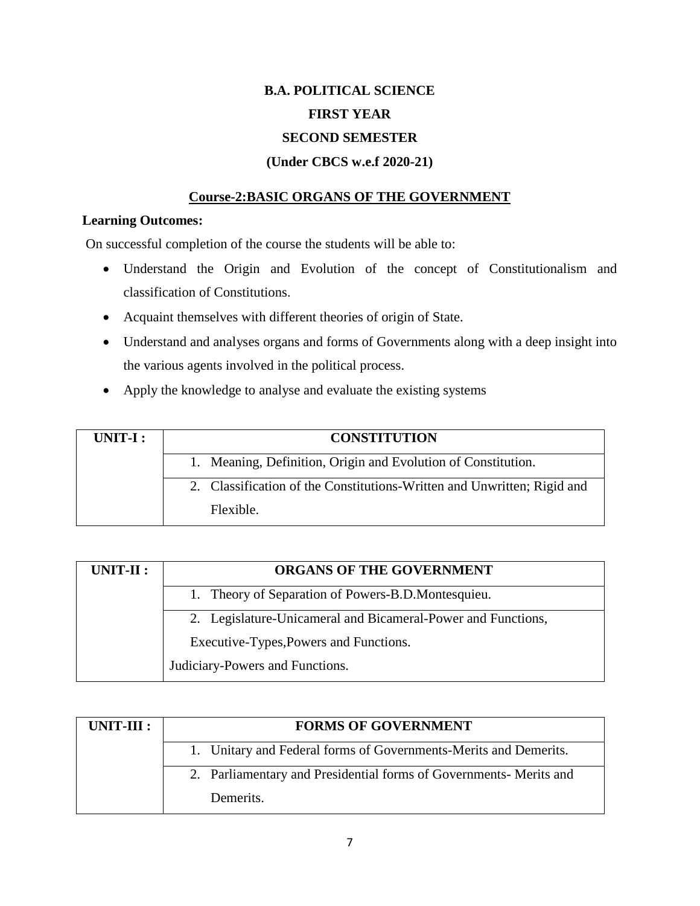# B.A. POLITICAL SCIENCE

## FIRST YEAR

## SECOND SEMESTER

### (Under CBCS w.e.f 2020-21)

### Course-2:BASIC ORGANS OF THE GOVERNMENT

**Learning Outcomes:**

On successful completion of the course the students will be able to:

- Understand the Origin and Evolution of the concept of Constitutionalism and classification of Constitutions.
- Acquaint themselves with different theories of origin of State.
- Understand and analyses organs and forms of Governments along with a deep insight into the various agents involved in the political process.
- Apply the knowledge to analyse and evaluate the existing systems

| UNIT-I : | CONSTITUTION |
|---|---|
| | 1. Meaning, Definition, Origin and Evolution of Constitution. |
| | 2. Classification of the Constitutions-Written and Unwritten; Rigid and Flexible. |

| UNIT-II : | ORGANS OF THE GOVERNMENT |
|---|---|
| | 1. Theory of Separation of Powers-B.D.Montesquieu. |
| | 2. Legislature-Unicameral and Bicameral-Power and Functions, Executive-Types,Powers and Functions. Judiciary-Powers and Functions. |

| UNIT-III : | FORMS OF GOVERNMENT |
|---|---|
| | 1. Unitary and Federal forms of Governments-Merits and Demerits. |
| | 2. Parliamentary and Presidential forms of Governments- Merits and Demerits. |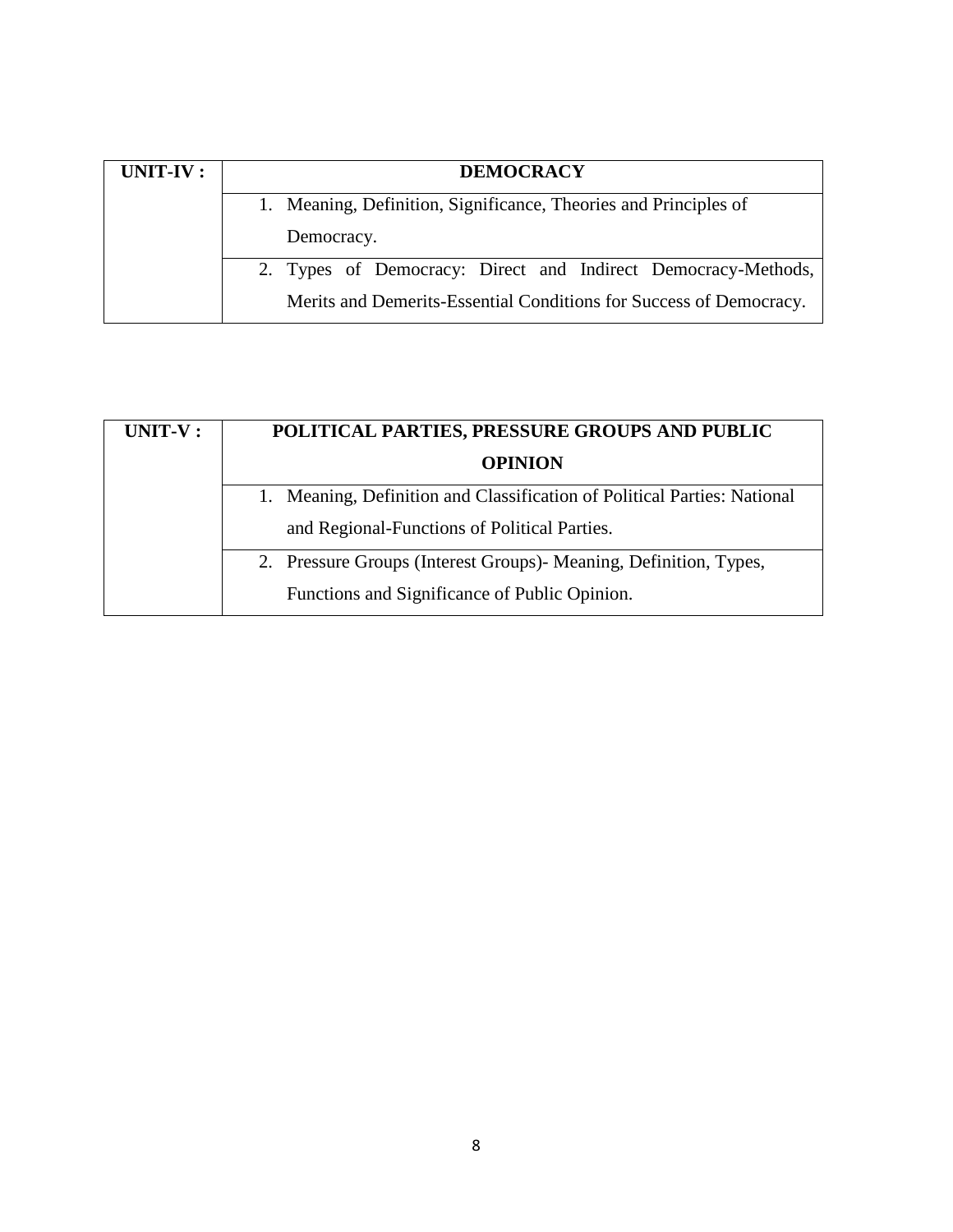| UNIT-IV : | **DEMOCRACY** |
| --- | --- |
| | 1. Meaning, Definition, Significance, Theories and Principles of Democracy. |
| | 2. Types of Democracy: Direct and Indirect Democracy-Methods, Merits and Demerits-Essential Conditions for Success of Democracy. |

| UNIT-V : | **POLITICAL PARTIES, PRESSURE GROUPS AND PUBLIC OPINION** |
| --- | --- |
| | 1. Meaning, Definition and Classification of Political Parties: National and Regional-Functions of Political Parties. |
| | 2. Pressure Groups (Interest Groups)- Meaning, Definition, Types, Functions and Significance of Public Opinion. |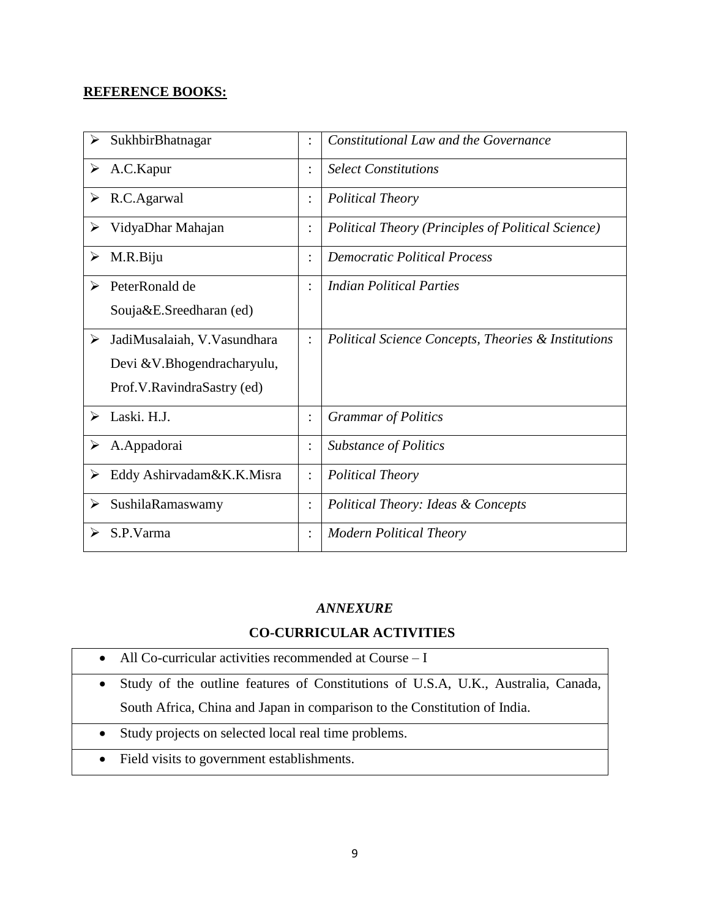**REFERENCE BOOKS:**

| Author | | Title |
|---|---|---|
| ➢ SukhbirBhatnagar | : | *Constitutional Law and the Governance* |
| ➢ A.C.Kapur | : | *Select Constitutions* |
| ➢ R.C.Agarwal | : | *Political Theory* |
| ➢ VidyaDhar Mahajan | : | *Political Theory (Principles of Political Science)* |
| ➢ M.R.Biju | : | *Democratic Political Process* |
| ➢ PeterRonald de Souja&E.Sreedharan (ed) | : | *Indian Political Parties* |
| ➢ JadiMusalaiah, V.Vasundhara Devi &V.Bhogendracharyulu, Prof.V.RavindraSastry (ed) | : | *Political Science Concepts, Theories & Institutions* |
| ➢ Laski. H.J. | : | *Grammar of Politics* |
| ➢ A.Appadorai | : | *Substance of Politics* |
| ➢ Eddy Ashirvadam&K.K.Misra | : | *Political Theory* |
| ➢ SushilaRamaswamy | : | *Political Theory: Ideas & Concepts* |
| ➢ S.P.Varma | : | *Modern Political Theory* |

***ANNEXURE***

**CO-CURRICULAR ACTIVITIES**

- All Co-curricular activities recommended at Course – I
- Study of the outline features of Constitutions of U.S.A, U.K., Australia, Canada, South Africa, China and Japan in comparison to the Constitution of India.
- Study projects on selected local real time problems.
- Field visits to government establishments.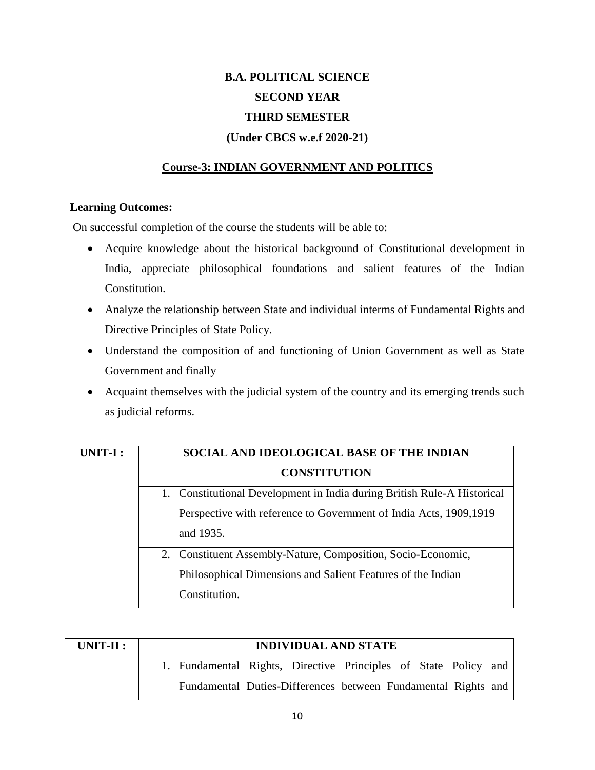# B.A. POLITICAL SCIENCE

## SECOND YEAR

## THIRD SEMESTER

### (Under CBCS w.e.f 2020-21)

### Course-3: INDIAN GOVERNMENT AND POLITICS

**Learning Outcomes:**

On successful completion of the course the students will be able to:

- Acquire knowledge about the historical background of Constitutional development in India, appreciate philosophical foundations and salient features of the Indian Constitution.
- Analyze the relationship between State and individual interms of Fundamental Rights and Directive Principles of State Policy.
- Understand the composition of and functioning of Union Government as well as State Government and finally
- Acquaint themselves with the judicial system of the country and its emerging trends such as judicial reforms.

| UNIT-I : | SOCIAL AND IDEOLOGICAL BASE OF THE INDIAN CONSTITUTION |
|---|---|
| | 1. Constitutional Development in India during British Rule-A Historical Perspective with reference to Government of India Acts, 1909,1919 and 1935. |
| | 2. Constituent Assembly-Nature, Composition, Socio-Economic, Philosophical Dimensions and Salient Features of the Indian Constitution. |

| UNIT-II : | INDIVIDUAL AND STATE |
|---|---|
| | 1. Fundamental Rights, Directive Principles of State Policy and Fundamental Duties-Differences between Fundamental Rights and |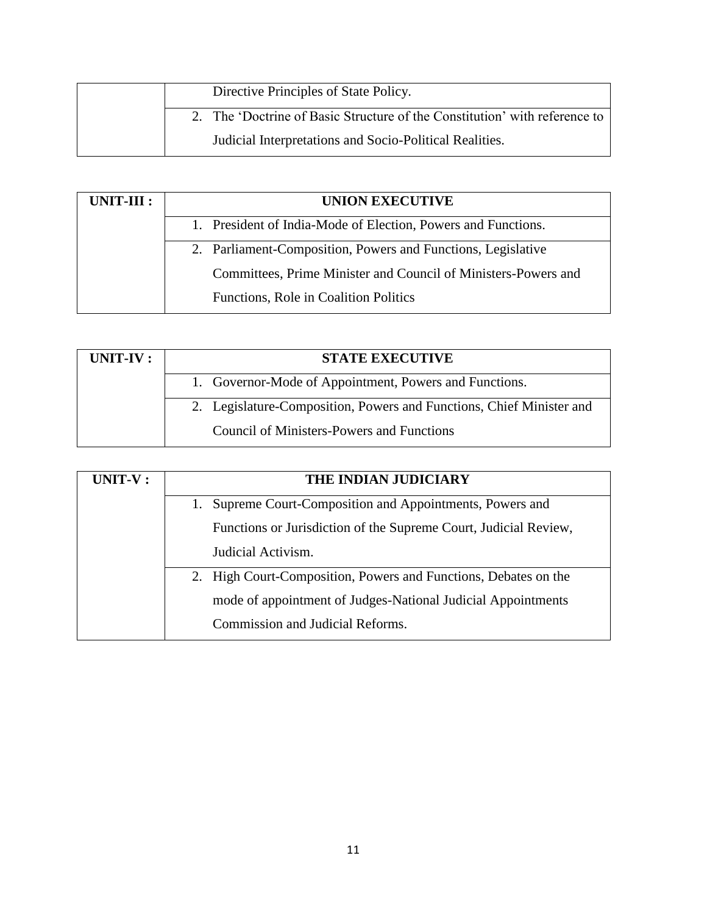|  |  |
| --- | --- |
|  | Directive Principles of State Policy. |
|  | 2. The 'Doctrine of Basic Structure of the Constitution' with reference to Judicial Interpretations and Socio-Political Realities. |

| **UNIT-III :** | **UNION EXECUTIVE** |
| --- | --- |
|  | 1. President of India-Mode of Election, Powers and Functions. |
|  | 2. Parliament-Composition, Powers and Functions, Legislative Committees, Prime Minister and Council of Ministers-Powers and Functions, Role in Coalition Politics |

| **UNIT-IV :** | **STATE EXECUTIVE** |
| --- | --- |
|  | 1. Governor-Mode of Appointment, Powers and Functions. |
|  | 2. Legislature-Composition, Powers and Functions, Chief Minister and Council of Ministers-Powers and Functions |

| **UNIT-V :** | **THE INDIAN JUDICIARY** |
| --- | --- |
|  | 1. Supreme Court-Composition and Appointments, Powers and Functions or Jurisdiction of the Supreme Court, Judicial Review, Judicial Activism. |
|  | 2. High Court-Composition, Powers and Functions, Debates on the mode of appointment of Judges-National Judicial Appointments Commission and Judicial Reforms. |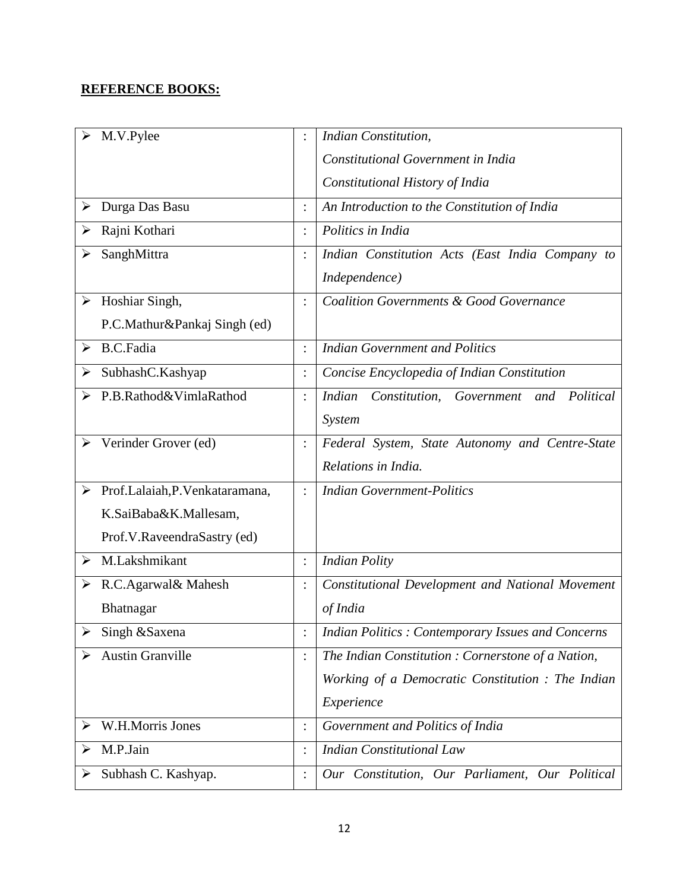## REFERENCE BOOKS:

| Author | | Title |
|---|---|---|
| ➢ M.V.Pylee | : | *Indian Constitution,* *Constitutional Government in India* *Constitutional History of India* |
| ➢ Durga Das Basu | : | *An Introduction to the Constitution of India* |
| ➢ Rajni Kothari | : | *Politics in India* |
| ➢ SanghMittra | : | *Indian Constitution Acts (East India Company to Independence)* |
| ➢ Hoshiar Singh, P.C.Mathur&Pankaj Singh (ed) | : | *Coalition Governments & Good Governance* |
| ➢ B.C.Fadia | : | *Indian Government and Politics* |
| ➢ SubhashC.Kashyap | : | *Concise Encyclopedia of Indian Constitution* |
| ➢ P.B.Rathod&VimlaRathod | : | *Indian Constitution, Government and Political System* |
| ➢ Verinder Grover (ed) | : | *Federal System, State Autonomy and Centre-State Relations in India.* |
| ➢ Prof.Lalaiah,P.Venkataramana, K.SaiBaba&K.Mallesam, Prof.V.RaveendraSastry (ed) | : | *Indian Government-Politics* |
| ➢ M.Lakshmikant | : | *Indian Polity* |
| ➢ R.C.Agarwal& Mahesh Bhatnagar | : | *Constitutional Development and National Movement of India* |
| ➢ Singh &Saxena | : | *Indian Politics : Contemporary Issues and Concerns* |
| ➢ Austin Granville | : | *The Indian Constitution : Cornerstone of a Nation,* *Working of a Democratic Constitution : The Indian Experience* |
| ➢ W.H.Morris Jones | : | *Government and Politics of India* |
| ➢ M.P.Jain | : | *Indian Constitutional Law* |
| ➢ Subhash C. Kashyap. | : | *Our Constitution, Our Parliament, Our Political* |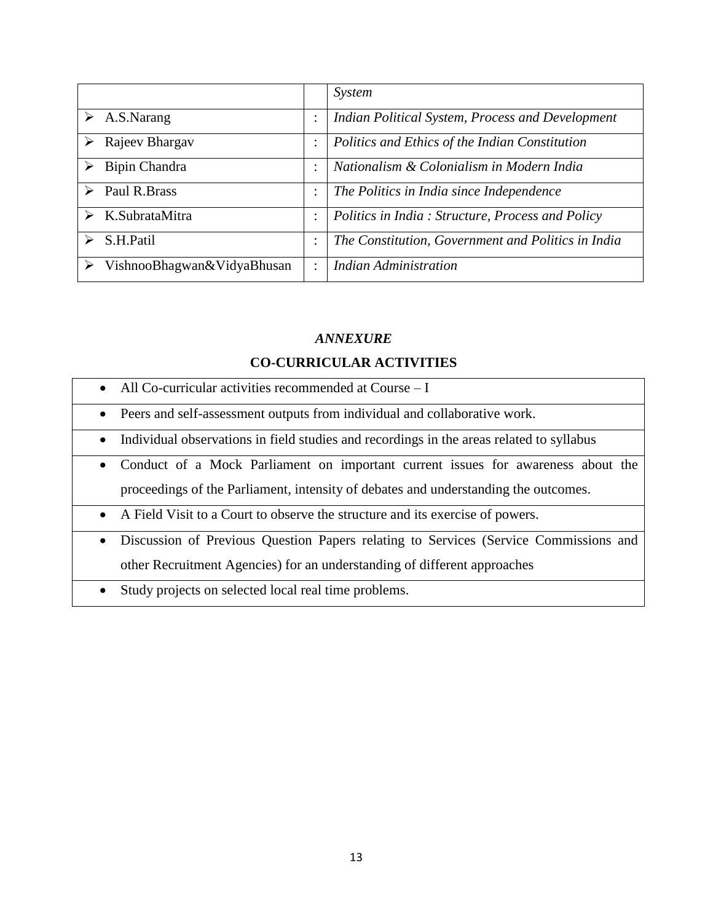| | | |
|---|---|---|
| | | *System* |
| ➢ A.S.Narang | : | *Indian Political System, Process and Development* |
| ➢ Rajeev Bhargav | : | *Politics and Ethics of the Indian Constitution* |
| ➢ Bipin Chandra | : | *Nationalism & Colonialism in Modern India* |
| ➢ Paul R.Brass | : | *The Politics in India since Independence* |
| ➢ K.SubrataMitra | : | *Politics in India : Structure, Process and Policy* |
| ➢ S.H.Patil | : | *The Constitution, Government and Politics in India* |
| ➢ VishnooBhagwan&VidyaBhusan | : | *Indian Administration* |

***ANNEXURE***

**CO-CURRICULAR ACTIVITIES**

| |
|---|
| • All Co-curricular activities recommended at Course – I |
| • Peers and self-assessment outputs from individual and collaborative work. |
| • Individual observations in field studies and recordings in the areas related to syllabus |
| • Conduct of a Mock Parliament on important current issues for awareness about the proceedings of the Parliament, intensity of debates and understanding the outcomes. |
| • A Field Visit to a Court to observe the structure and its exercise of powers. |
| • Discussion of Previous Question Papers relating to Services (Service Commissions and other Recruitment Agencies) for an understanding of different approaches |
| • Study projects on selected local real time problems. |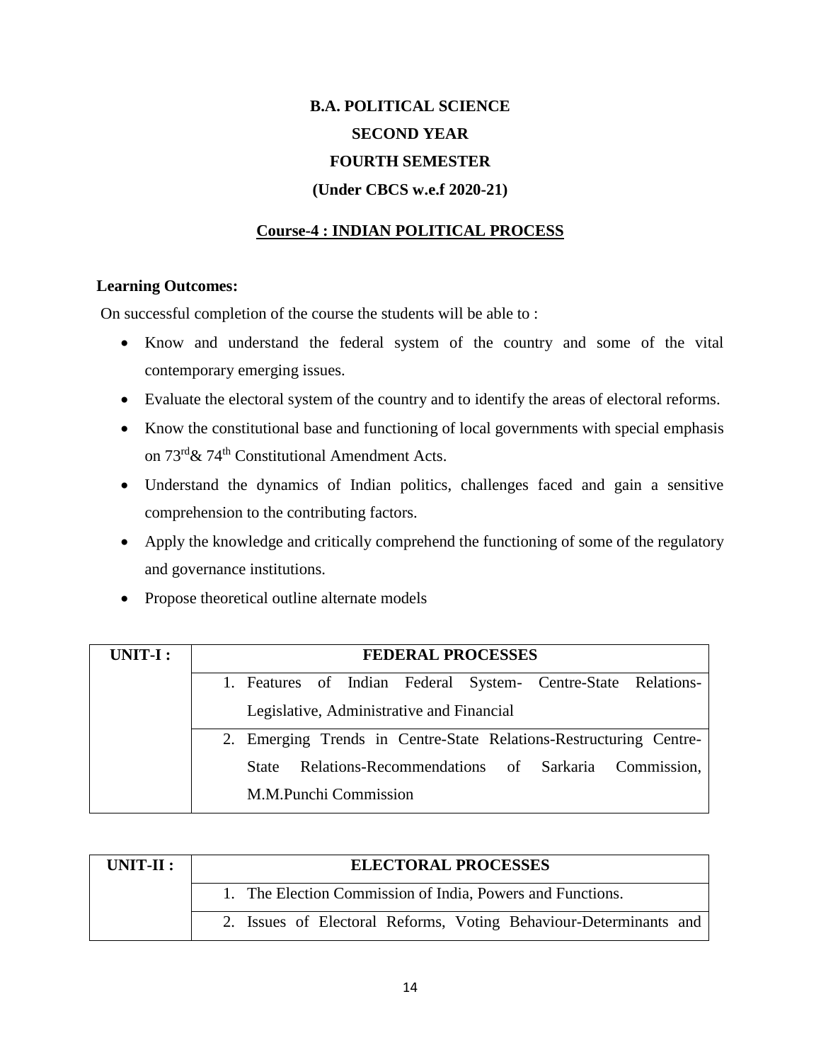# B.A. POLITICAL SCIENCE

## SECOND YEAR

## FOURTH SEMESTER

## (Under CBCS w.e.f 2020-21)

### Course-4 : INDIAN POLITICAL PROCESS

**Learning Outcomes:**

On successful completion of the course the students will be able to :

- Know and understand the federal system of the country and some of the vital contemporary emerging issues.
- Evaluate the electoral system of the country and to identify the areas of electoral reforms.
- Know the constitutional base and functioning of local governments with special emphasis on 73rd & 74th Constitutional Amendment Acts.
- Understand the dynamics of Indian politics, challenges faced and gain a sensitive comprehension to the contributing factors.
- Apply the knowledge and critically comprehend the functioning of some of the regulatory and governance institutions.
- Propose theoretical outline alternate models

| UNIT-I : | FEDERAL PROCESSES |
|---|---|
| | 1. Features of Indian Federal System- Centre-State Relations-Legislative, Administrative and Financial |
| | 2. Emerging Trends in Centre-State Relations-Restructuring Centre-State Relations-Recommendations of Sarkaria Commission, M.M.Punchi Commission |

| UNIT-II : | ELECTORAL PROCESSES |
|---|---|
| | 1. The Election Commission of India, Powers and Functions. |
| | 2. Issues of Electoral Reforms, Voting Behaviour-Determinants and |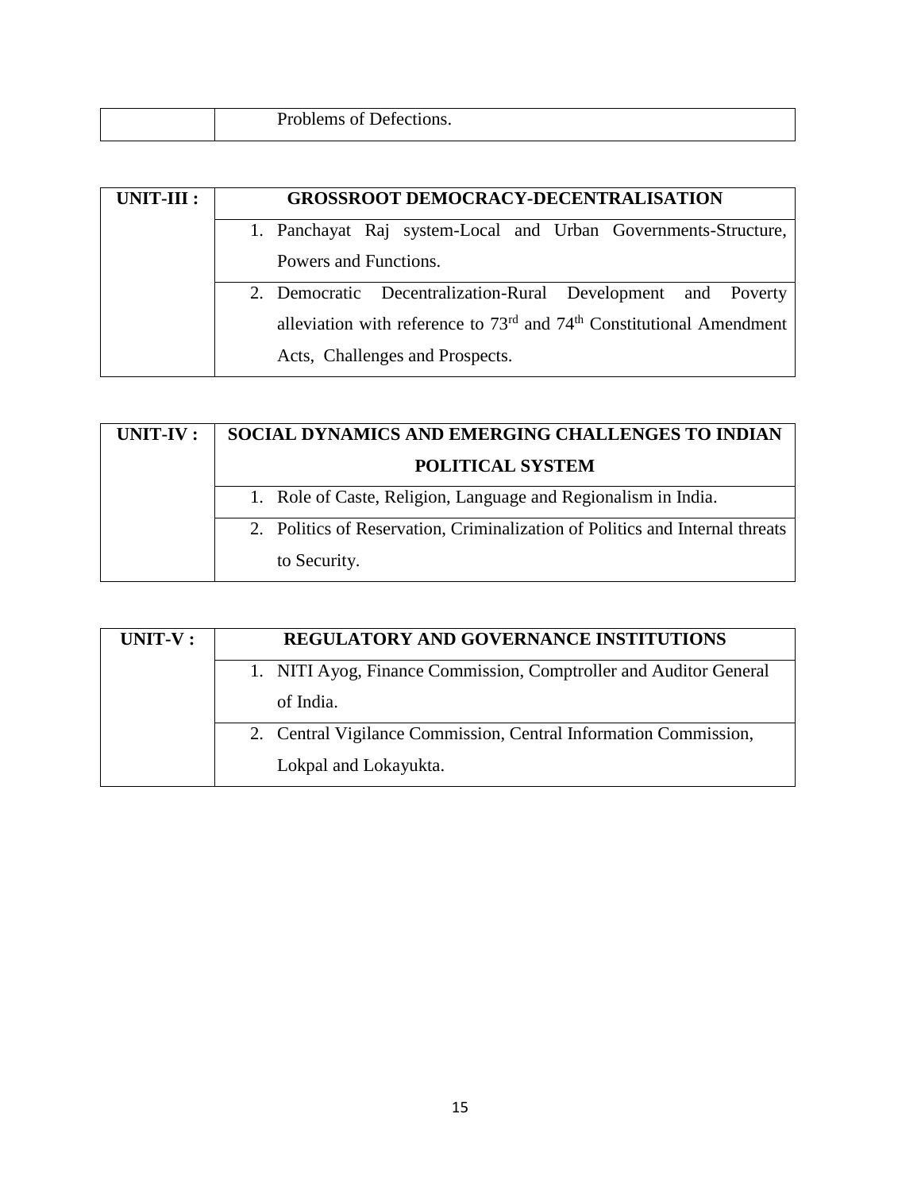| | Problems of Defections. |
|---|---|

| UNIT-III : | GROSSROOT DEMOCRACY-DECENTRALISATION |
|---|---|
| | 1. Panchayat Raj system-Local and Urban Governments-Structure, Powers and Functions. |
| | 2. Democratic Decentralization-Rural Development and Poverty alleviation with reference to 73rd and 74th Constitutional Amendment Acts, Challenges and Prospects. |

| UNIT-IV : | SOCIAL DYNAMICS AND EMERGING CHALLENGES TO INDIAN POLITICAL SYSTEM |
|---|---|
| | 1. Role of Caste, Religion, Language and Regionalism in India. |
| | 2. Politics of Reservation, Criminalization of Politics and Internal threats to Security. |

| UNIT-V : | REGULATORY AND GOVERNANCE INSTITUTIONS |
|---|---|
| | 1. NITI Ayog, Finance Commission, Comptroller and Auditor General of India. |
| | 2. Central Vigilance Commission, Central Information Commission, Lokpal and Lokayukta. |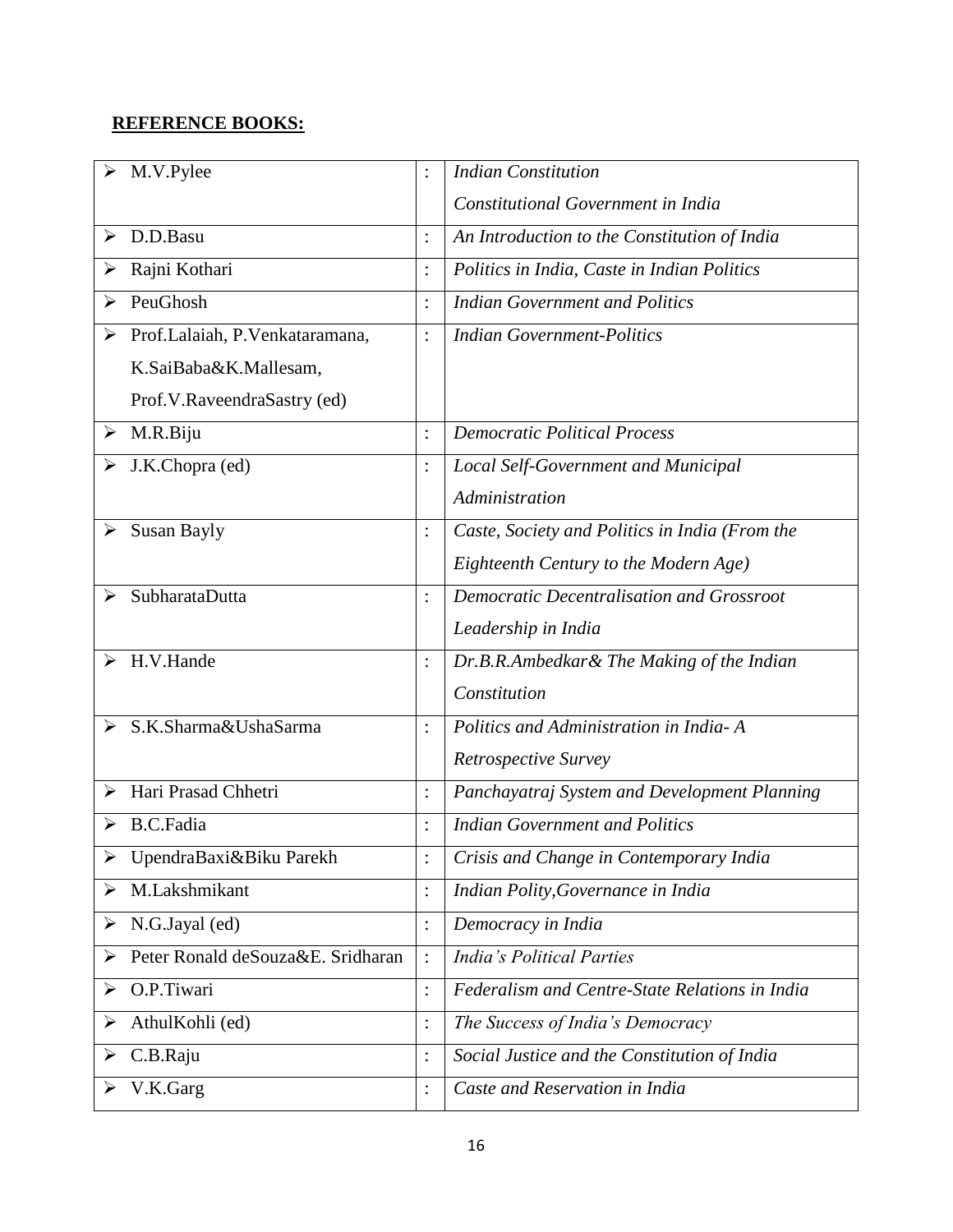**REFERENCE BOOKS:**

| Author | | Title |
|---|---|---|
| ➢ M.V.Pylee | : | *Indian Constitution* *Constitutional Government in India* |
| ➢ D.D.Basu | : | *An Introduction to the Constitution of India* |
| ➢ Rajni Kothari | : | *Politics in India, Caste in Indian Politics* |
| ➢ PeuGhosh | : | *Indian Government and Politics* |
| ➢ Prof.Lalaiah, P.Venkataramana, K.SaiBaba&K.Mallesam, Prof.V.RaveendraSastry (ed) | : | *Indian Government-Politics* |
| ➢ M.R.Biju | : | *Democratic Political Process* |
| ➢ J.K.Chopra (ed) | : | *Local Self-Government and Municipal Administration* |
| ➢ Susan Bayly | : | *Caste, Society and Politics in India (From the Eighteenth Century to the Modern Age)* |
| ➢ SubharataDutta | : | *Democratic Decentralisation and Grossroot Leadership in India* |
| ➢ H.V.Hande | : | *Dr.B.R.Ambedkar& The Making of the Indian Constitution* |
| ➢ S.K.Sharma&UshaSarma | : | *Politics and Administration in India- A Retrospective Survey* |
| ➢ Hari Prasad Chhetri | : | *Panchayatraj System and Development Planning* |
| ➢ B.C.Fadia | : | *Indian Government and Politics* |
| ➢ UpendraBaxi&Biku Parekh | : | *Crisis and Change in Contemporary India* |
| ➢ M.Lakshmikant | : | *Indian Polity,Governance in India* |
| ➢ N.G.Jayal (ed) | : | *Democracy in India* |
| ➢ Peter Ronald deSouza&E. Sridharan | : | *India's Political Parties* |
| ➢ O.P.Tiwari | : | *Federalism and Centre-State Relations in India* |
| ➢ AthulKohli (ed) | : | *The Success of India's Democracy* |
| ➢ C.B.Raju | : | *Social Justice and the Constitution of India* |
| ➢ V.K.Garg | : | *Caste and Reservation in India* |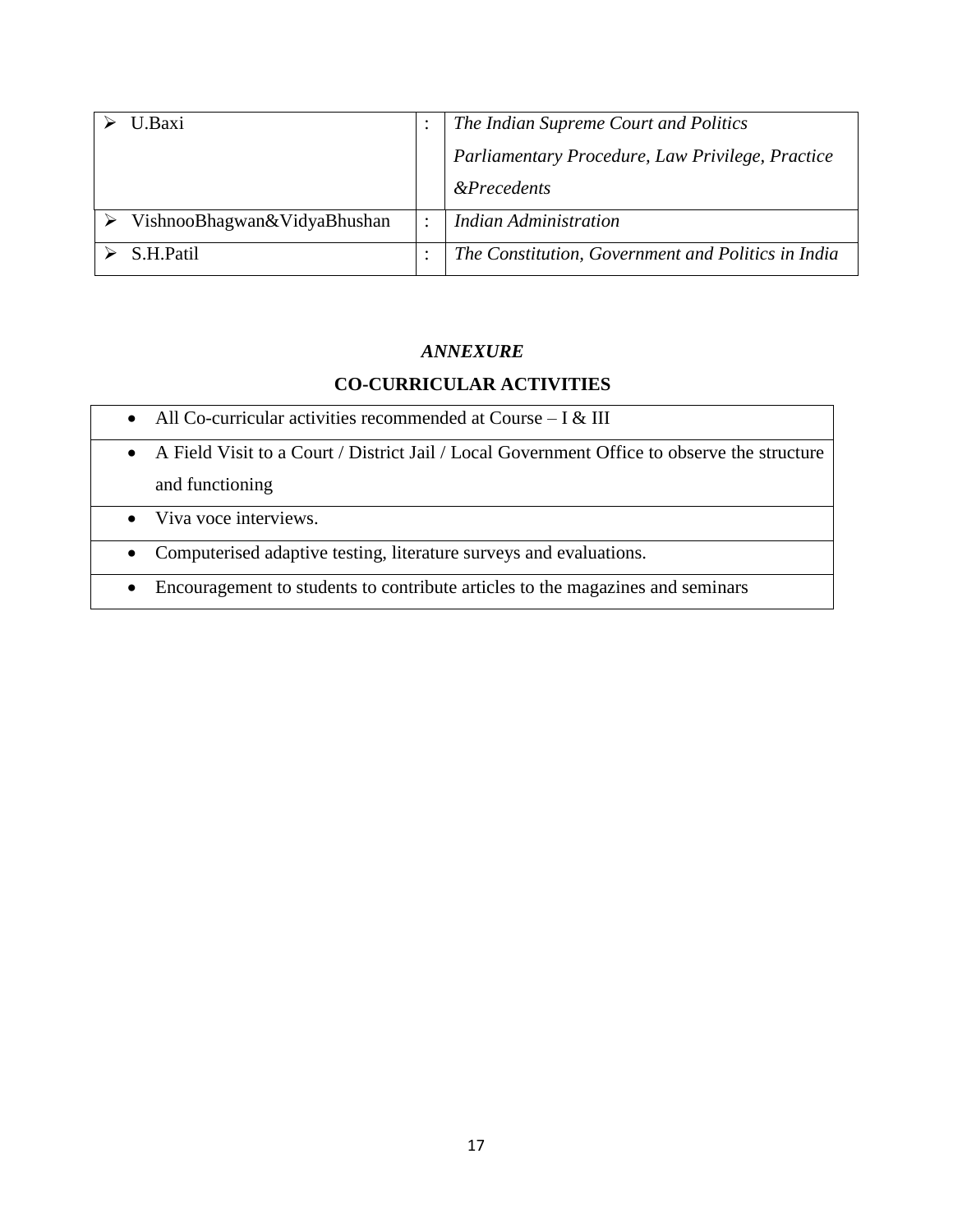| | | |
|---|---|---|
| ➢ U.Baxi | : | *The Indian Supreme Court and Politics*<br>*Parliamentary Procedure, Law Privilege, Practice &Precedents* |
| ➢ VishnooBhagwan&VidyaBhushan | : | *Indian Administration* |
| ➢ S.H.Patil | : | *The Constitution, Government and Politics in India* |

### *ANNEXURE*

### CO-CURRICULAR ACTIVITIES

| |
|---|
| • All Co-curricular activities recommended at Course – I & III |
| • A Field Visit to a Court / District Jail / Local Government Office to observe the structure and functioning |
| • Viva voce interviews. |
| • Computerised adaptive testing, literature surveys and evaluations. |
| • Encouragement to students to contribute articles to the magazines and seminars |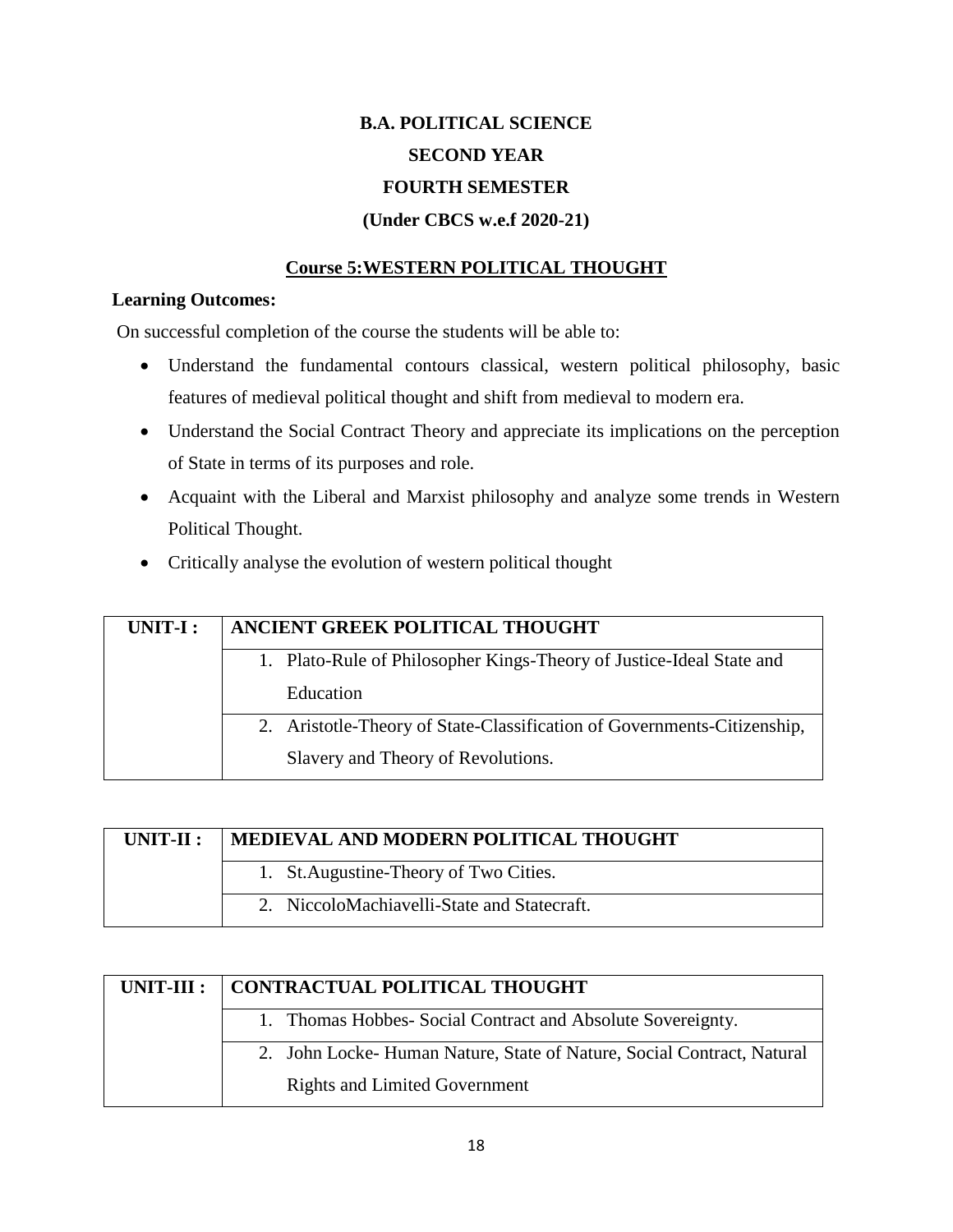# B.A. POLITICAL SCIENCE

## SECOND YEAR

## FOURTH SEMESTER

### (Under CBCS w.e.f 2020-21)

### Course 5:WESTERN POLITICAL THOUGHT

**Learning Outcomes:**

On successful completion of the course the students will be able to:

- Understand the fundamental contours classical, western political philosophy, basic features of medieval political thought and shift from medieval to modern era.
- Understand the Social Contract Theory and appreciate its implications on the perception of State in terms of its purposes and role.
- Acquaint with the Liberal and Marxist philosophy and analyze some trends in Western Political Thought.
- Critically analyse the evolution of western political thought

| UNIT-I : | ANCIENT GREEK POLITICAL THOUGHT |
|---|---|
| | 1. Plato-Rule of Philosopher Kings-Theory of Justice-Ideal State and Education |
| | 2. Aristotle-Theory of State-Classification of Governments-Citizenship, Slavery and Theory of Revolutions. |

| UNIT-II : | MEDIEVAL AND MODERN POLITICAL THOUGHT |
|---|---|
| | 1. St.Augustine-Theory of Two Cities. |
| | 2. NiccoloMachiavelli-State and Statecraft. |

| UNIT-III : | CONTRACTUAL POLITICAL THOUGHT |
|---|---|
| | 1. Thomas Hobbes- Social Contract and Absolute Sovereignty. |
| | 2. John Locke- Human Nature, State of Nature, Social Contract, Natural Rights and Limited Government |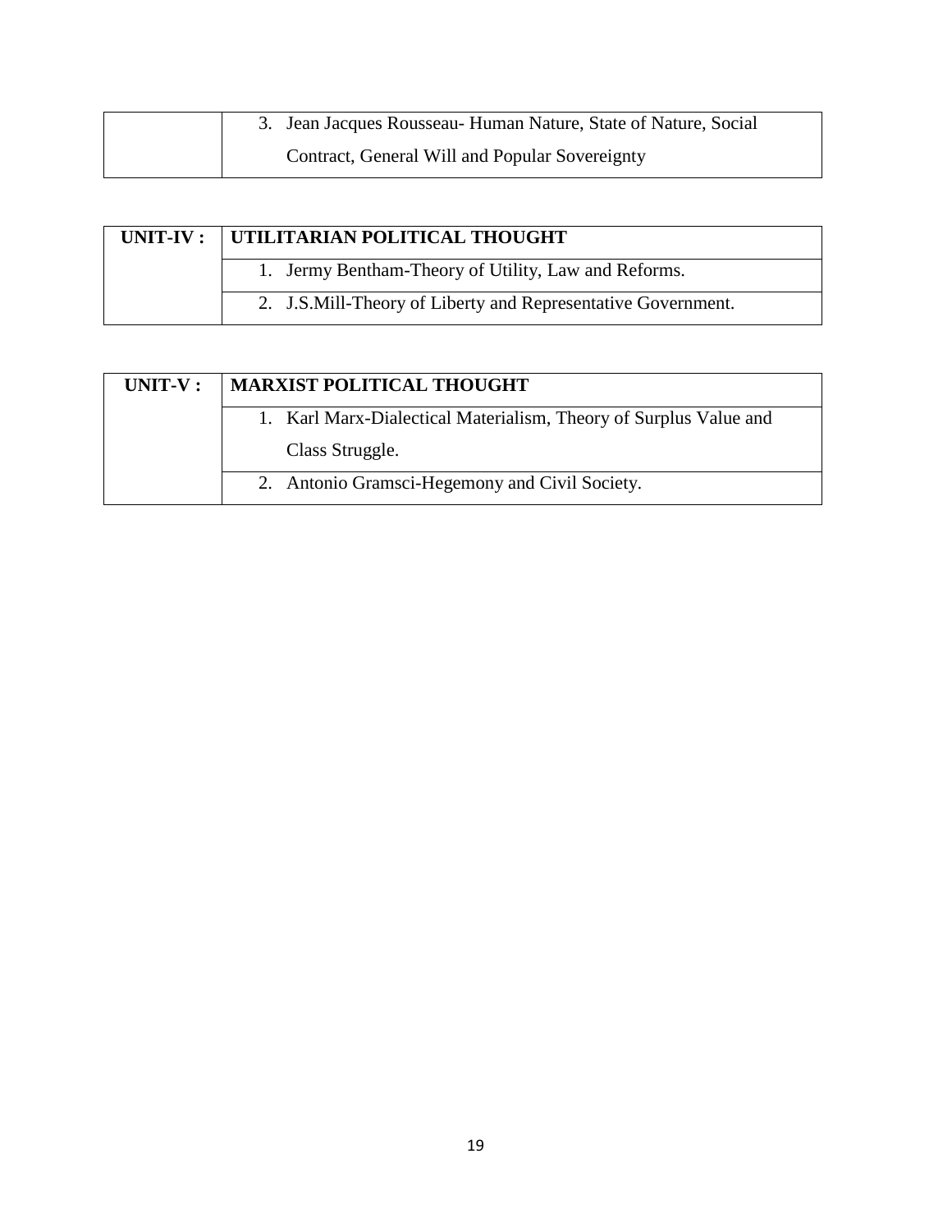| | |
|---|---|
| | 3. Jean Jacques Rousseau- Human Nature, State of Nature, Social Contract, General Will and Popular Sovereignty |

| UNIT-IV : | UTILITARIAN POLITICAL THOUGHT |
|---|---|
| | 1. Jermy Bentham-Theory of Utility, Law and Reforms. |
| | 2. J.S.Mill-Theory of Liberty and Representative Government. |

| UNIT-V : | MARXIST POLITICAL THOUGHT |
|---|---|
| | 1. Karl Marx-Dialectical Materialism, Theory of Surplus Value and Class Struggle. |
| | 2. Antonio Gramsci-Hegemony and Civil Society. |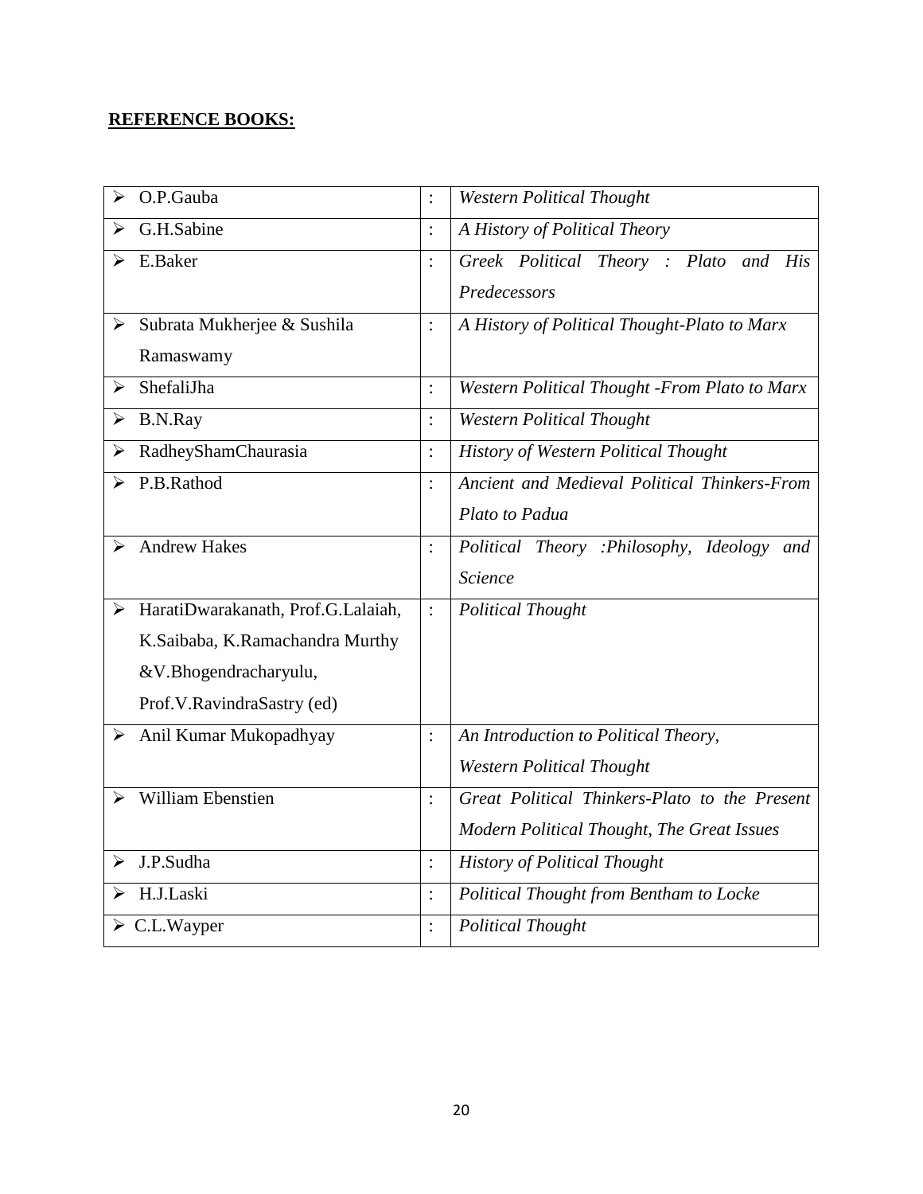**<u>REFERENCE BOOKS:</u>**

| | | |
|---|---|---|
| ➢ O.P.Gauba | : | *Western Political Thought* |
| ➢ G.H.Sabine | : | *A History of Political Theory* |
| ➢ E.Baker | : | *Greek Political Theory : Plato and His Predecessors* |
| ➢ Subrata Mukherjee & Sushila Ramaswamy | : | *A History of Political Thought-Plato to Marx* |
| ➢ ShefaliJha | : | *Western Political Thought -From Plato to Marx* |
| ➢ B.N.Ray | : | *Western Political Thought* |
| ➢ RadheyShamChaurasia | : | *History of Western Political Thought* |
| ➢ P.B.Rathod | : | *Ancient and Medieval Political Thinkers-From Plato to Padua* |
| ➢ Andrew Hakes | : | *Political Theory :Philosophy, Ideology and Science* |
| ➢ HaratiDwarakanath, Prof.G.Lalaiah, K.Saibaba, K.Ramachandra Murthy &V.Bhogendracharyulu, Prof.V.RavindraSastry (ed) | : | *Political Thought* |
| ➢ Anil Kumar Mukopadhyay | : | *An Introduction to Political Theory, Western Political Thought* |
| ➢ William Ebenstien | : | *Great Political Thinkers-Plato to the Present Modern Political Thought, The Great Issues* |
| ➢ J.P.Sudha | : | *History of Political Thought* |
| ➢ H.J.Laski | : | *Political Thought from Bentham to Locke* |
| ➢ C.L.Wayper | : | *Political Thought* |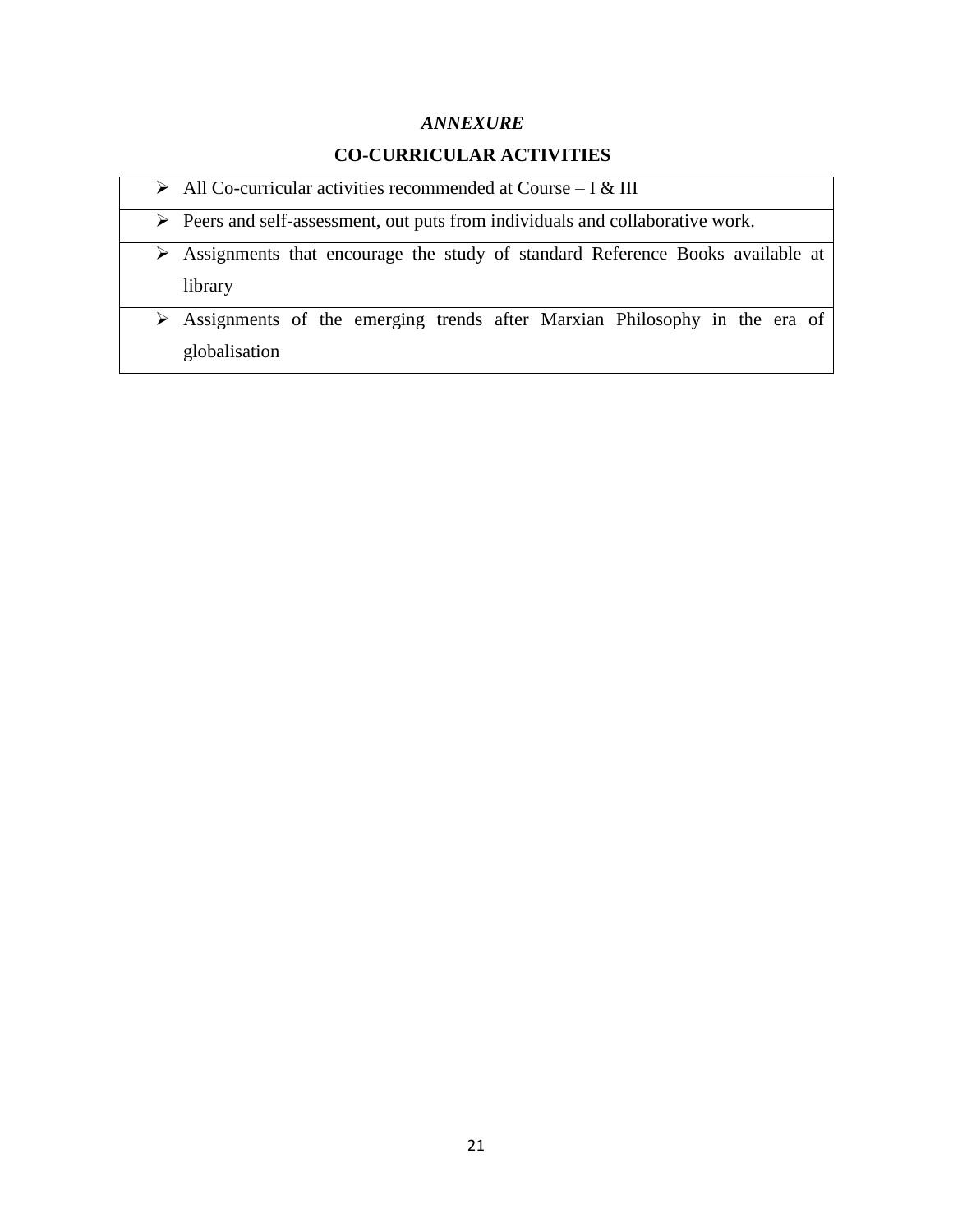*ANNEXURE*

**CO-CURRICULAR ACTIVITIES**

| |
|---|
| ➢ All Co-curricular activities recommended at Course – I & III |
| ➢ Peers and self-assessment, out puts from individuals and collaborative work. |
| ➢ Assignments that encourage the study of standard Reference Books available at library |
| ➢ Assignments of the emerging trends after Marxian Philosophy in the era of globalisation |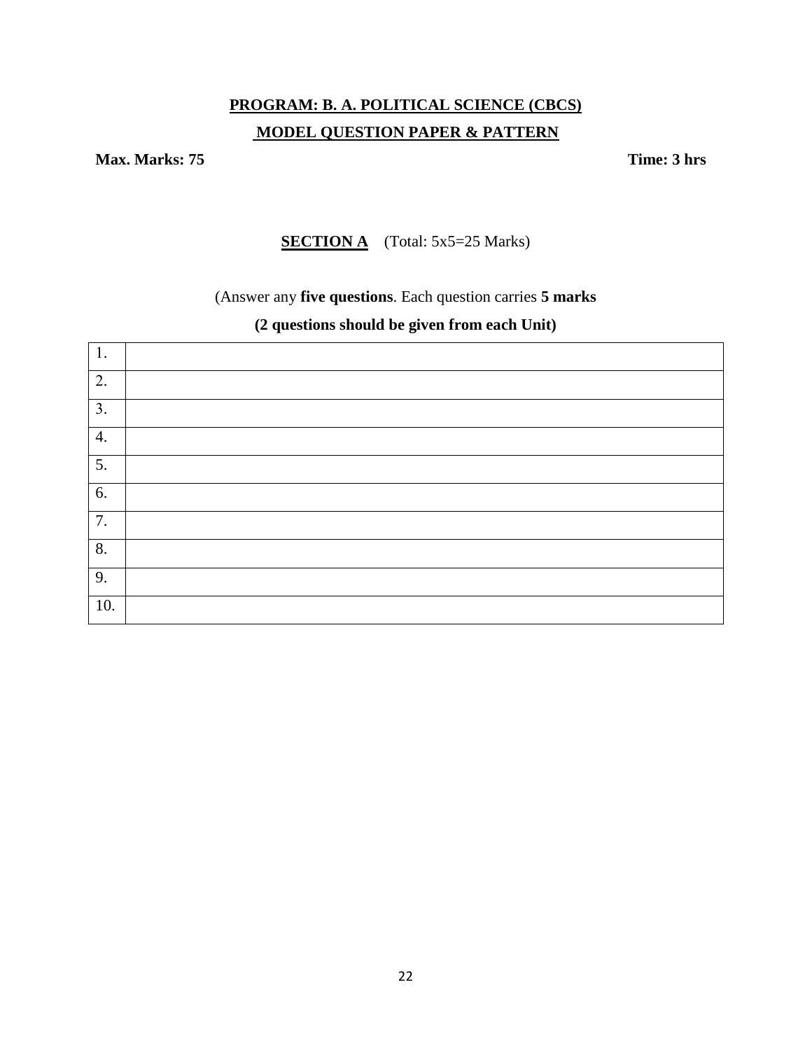**PROGRAM: B. A. POLITICAL SCIENCE (CBCS)**

**MODEL QUESTION PAPER & PATTERN**

**Max. Marks: 75** **Time: 3 hrs**

**SECTION A** (Total: 5x5=25 Marks)

(Answer any **five questions**. Each question carries **5 marks**

**(2 questions should be given from each Unit)**

| | |
|---|---|
| 1. | |
| 2. | |
| 3. | |
| 4. | |
| 5. | |
| 6. | |
| 7. | |
| 8. | |
| 9. | |
| 10. | |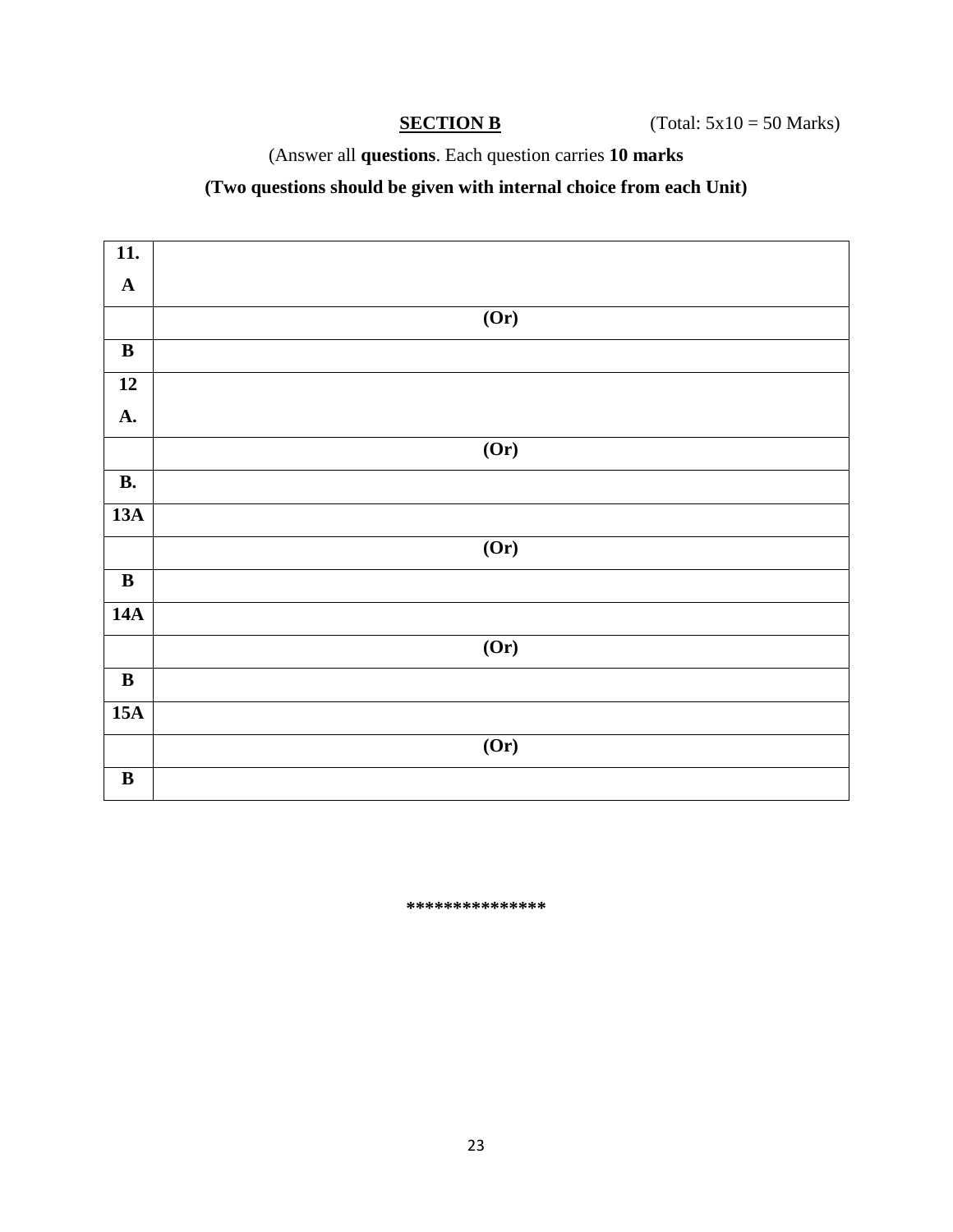**SECTION B** (Total: 5x10 = 50 Marks)

(Answer all **questions**. Each question carries **10 marks**

**(Two questions should be given with internal choice from each Unit)**

| | |
|---|---|
| **11. A** | |
| | **(Or)** |
| **B** | |
| **12 A.** | |
| | **(Or)** |
| **B.** | |
| **13A** | |
| | **(Or)** |
| **B** | |
| **14A** | |
| | **(Or)** |
| **B** | |
| **15A** | |
| | **(Or)** |
| **B** | |

***************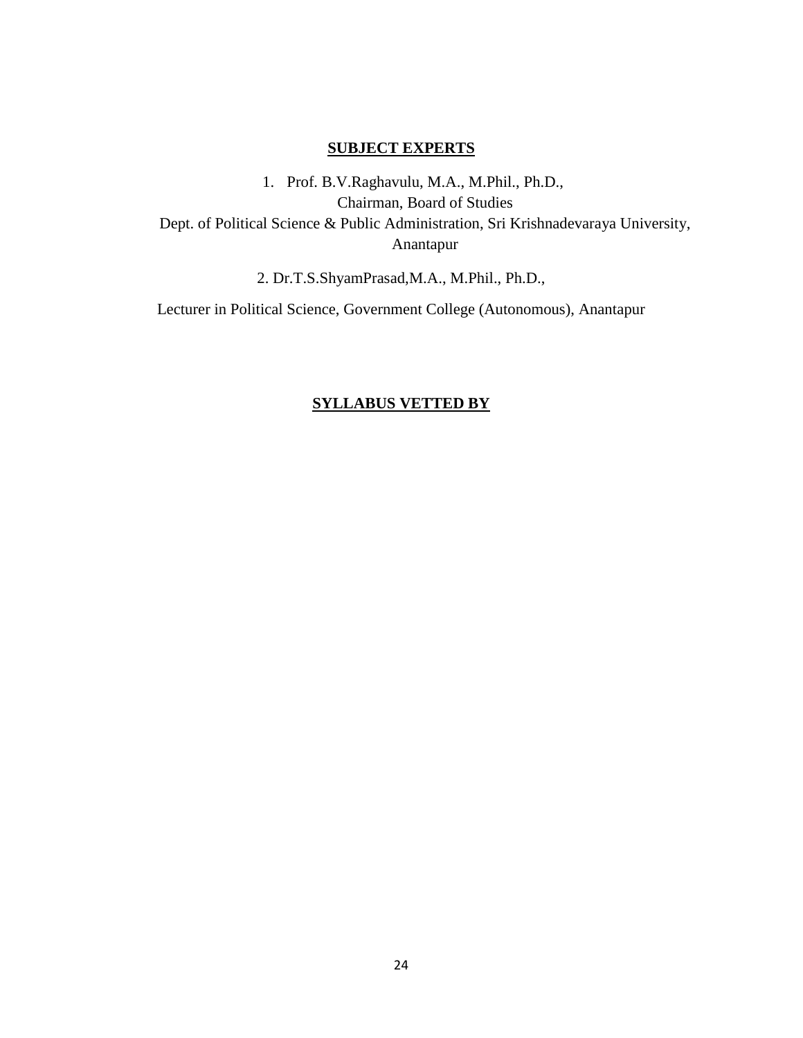## SUBJECT EXPERTS

1. Prof. B.V.Raghavulu, M.A., M.Phil., Ph.D.,
   Chairman, Board of Studies
   Dept. of Political Science & Public Administration, Sri Krishnadevaraya University, Anantapur

2. Dr.T.S.ShyamPrasad,M.A., M.Phil., Ph.D.,
   Lecturer in Political Science, Government College (Autonomous), Anantapur

## SYLLABUS VETTED BY